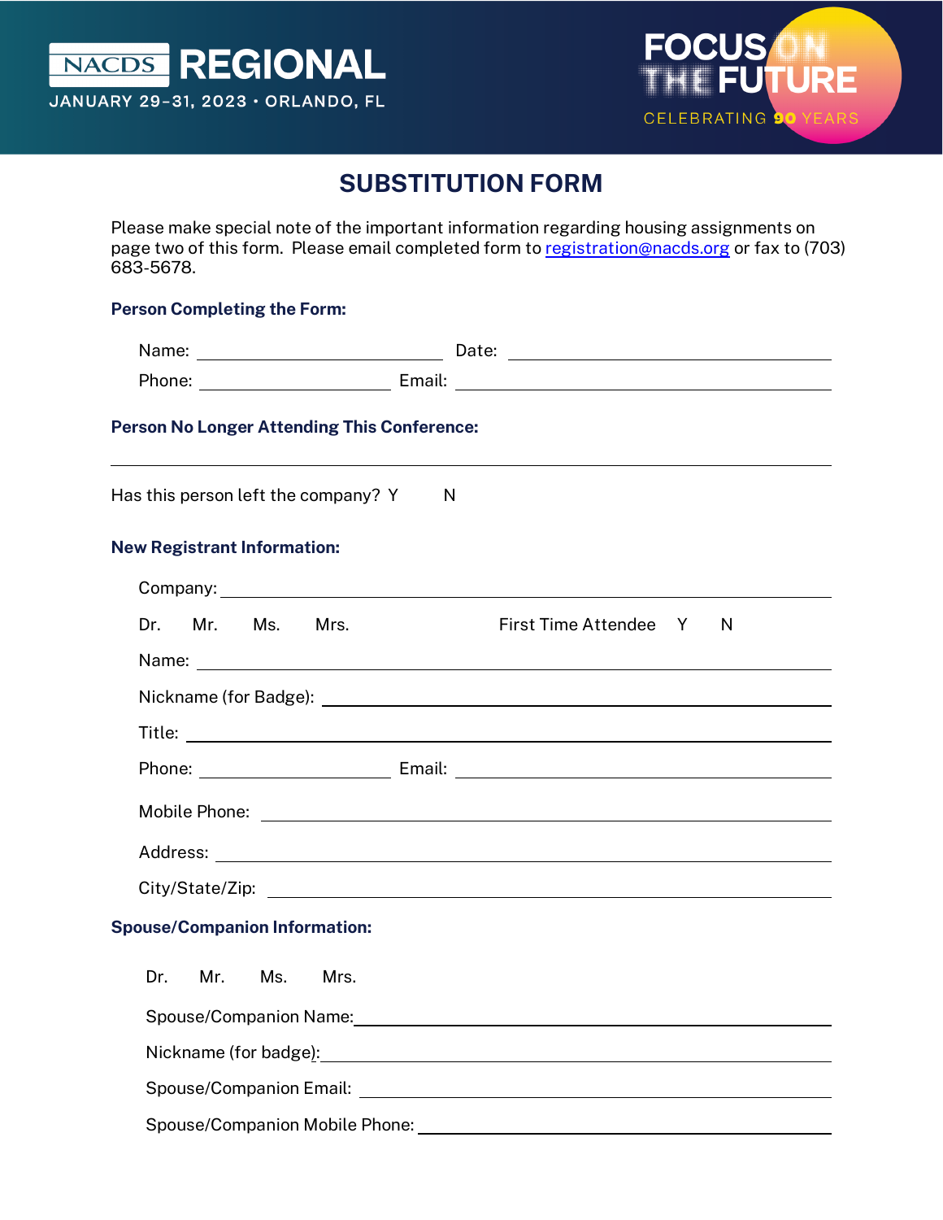NACDS REGIONAL

JANUARY 29–31, 2023 • ORLANDO, FL

FOCUS ON THE FUTURE

CELEBRATING 90 YEARS

# SUBSTITUTION FORM

Please make special note of the important information regarding housing assignments on page two of this form. Please email completed form to [registration@nacds.org](mailto:registration@nacds.org) or fax to (703) 683-5678.

### Person Completing the Form:

Name: ______________________ Date: ______________________

Phone: ______________________ Email: ______________________

### Person No Longer Attending This Conference:

______________________________________________

Has this person left the company? Y N

### New Registrant Information:

Company: ______________________________________________

Dr. Mr. Ms. Mrs. First Time Attendee Y N

Name: ______________________________________________

Nickname (for Badge): ______________________________________________

Title: ______________________________________________

Phone: ______________________ Email: ______________________

Mobile Phone: ______________________________________________

Address: ______________________________________________

City/State/Zip: ______________________________________________

### Spouse/Companion Information:

Dr. Mr. Ms. Mrs.

Spouse/Companion Name: ______________________________________________

Nickname (for badge): ______________________________________________

Spouse/Companion Email: ______________________________________________

Spouse/Companion Mobile Phone: ______________________________________________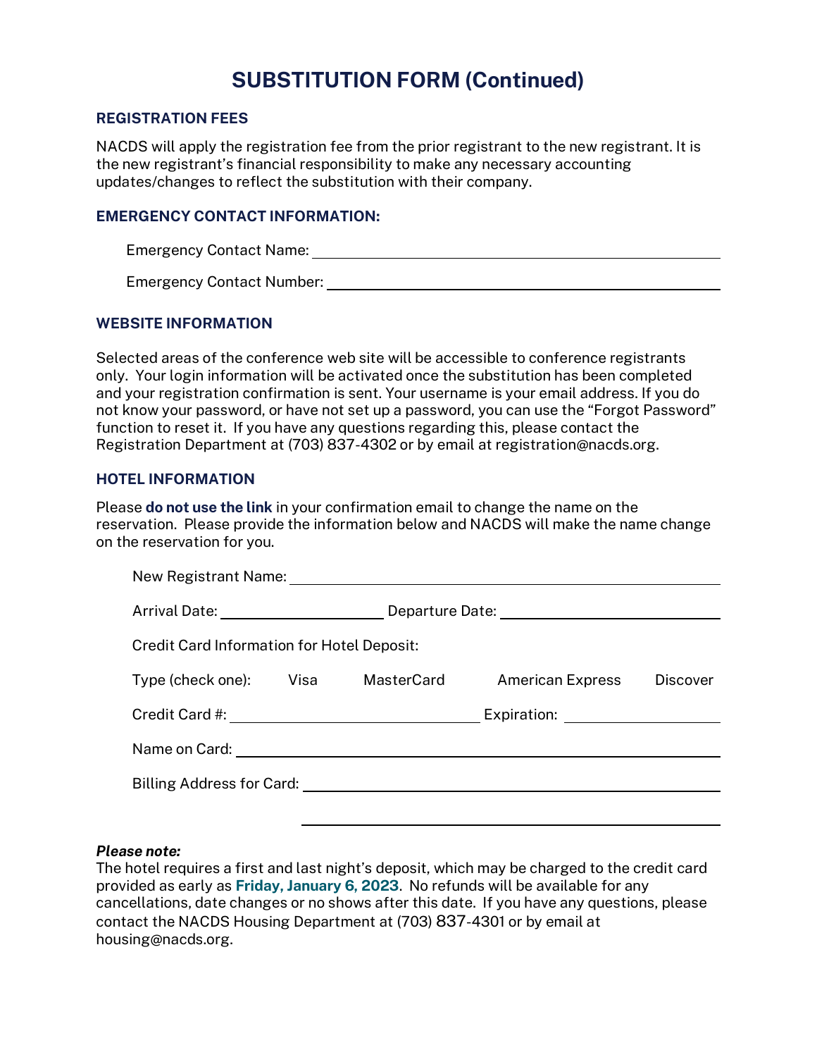# SUBSTITUTION FORM (Continued)

### REGISTRATION FEES

NACDS will apply the registration fee from the prior registrant to the new registrant. It is the new registrant's financial responsibility to make any necessary accounting updates/changes to reflect the substitution with their company.

### EMERGENCY CONTACT INFORMATION:

Emergency Contact Name: ______________________________

Emergency Contact Number: ______________________________

### WEBSITE INFORMATION

Selected areas of the conference web site will be accessible to conference registrants only. Your login information will be activated once the substitution has been completed and your registration confirmation is sent. Your username is your email address. If you do not know your password, or have not set up a password, you can use the "Forgot Password" function to reset it. If you have any questions regarding this, please contact the Registration Department at (703) 837-4302 or by email at registration@nacds.org.

### HOTEL INFORMATION

Please **do not use the link** in your confirmation email to change the name on the reservation. Please provide the information below and NACDS will make the name change on the reservation for you.

New Registrant Name: ______________________________

Arrival Date: ____________________ Departure Date: ____________________

Credit Card Information for Hotel Deposit:

Type (check one): Visa MasterCard American Express Discover

Credit Card #: ______________________________ Expiration: ____________________

Name on Card: ______________________________

Billing Address for Card: ______________________________

______________________________

***Please note:***
The hotel requires a first and last night's deposit, which may be charged to the credit card provided as early as **Friday, January 6, 2023**. No refunds will be available for any cancellations, date changes or no shows after this date. If you have any questions, please contact the NACDS Housing Department at (703) 837-4301 or by email at housing@nacds.org.